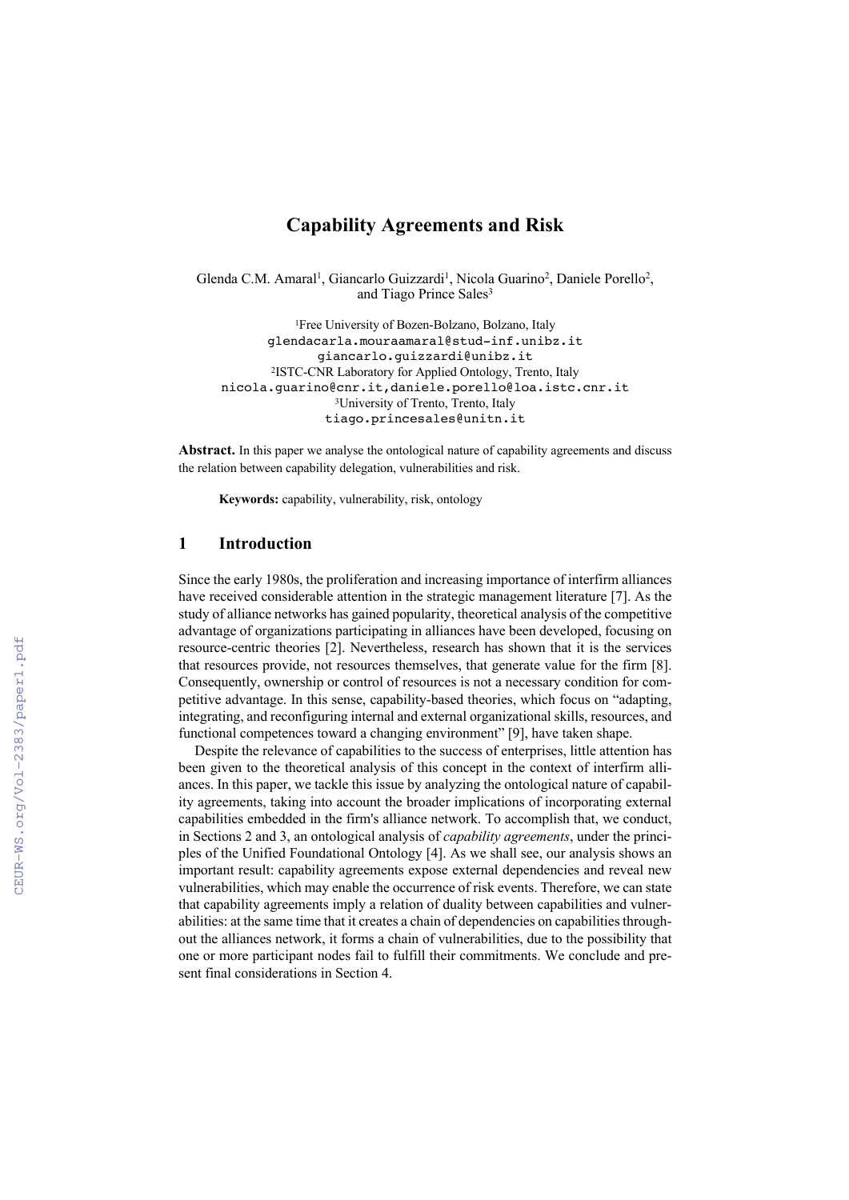# Capability Agreements and Risk

Glenda C.M. Amaral[1], Giancarlo Guizzardi[1], Nicola Guarino[2], Daniele Porello[2], and Tiago Prince Sales[3]

[1]Free University of Bozen-Bolzano, Bolzano, Italy
glendacarla.mouraamaral@stud-inf.unibz.it
giancarlo.guizzardi@unibz.it
[2]ISTC-CNR Laboratory for Applied Ontology, Trento, Italy
nicola.guarino@cnr.it,daniele.porello@loa.istc.cnr.it
[3]University of Trento, Trento, Italy
tiago.princesales@unitn.it

**Abstract.** In this paper we analyse the ontological nature of capability agreements and discuss the relation between capability delegation, vulnerabilities and risk.

**Keywords:** capability, vulnerability, risk, ontology

## 1 Introduction

Since the early 1980s, the proliferation and increasing importance of interfirm alliances have received considerable attention in the strategic management literature [7]. As the study of alliance networks has gained popularity, theoretical analysis of the competitive advantage of organizations participating in alliances have been developed, focusing on resource-centric theories [2]. Nevertheless, research has shown that it is the services that resources provide, not resources themselves, that generate value for the firm [8]. Consequently, ownership or control of resources is not a necessary condition for competitive advantage. In this sense, capability-based theories, which focus on "adapting, integrating, and reconfiguring internal and external organizational skills, resources, and functional competences toward a changing environment" [9], have taken shape.

Despite the relevance of capabilities to the success of enterprises, little attention has been given to the theoretical analysis of this concept in the context of interfirm alliances. In this paper, we tackle this issue by analyzing the ontological nature of capability agreements, taking into account the broader implications of incorporating external capabilities embedded in the firm's alliance network. To accomplish that, we conduct, in Sections 2 and 3, an ontological analysis of *capability agreements*, under the principles of the Unified Foundational Ontology [4]. As we shall see, our analysis shows an important result: capability agreements expose external dependencies and reveal new vulnerabilities, which may enable the occurrence of risk events. Therefore, we can state that capability agreements imply a relation of duality between capabilities and vulnerabilities: at the same time that it creates a chain of dependencies on capabilities throughout the alliances network, it forms a chain of vulnerabilities, due to the possibility that one or more participant nodes fail to fulfill their commitments. We conclude and present final considerations in Section 4.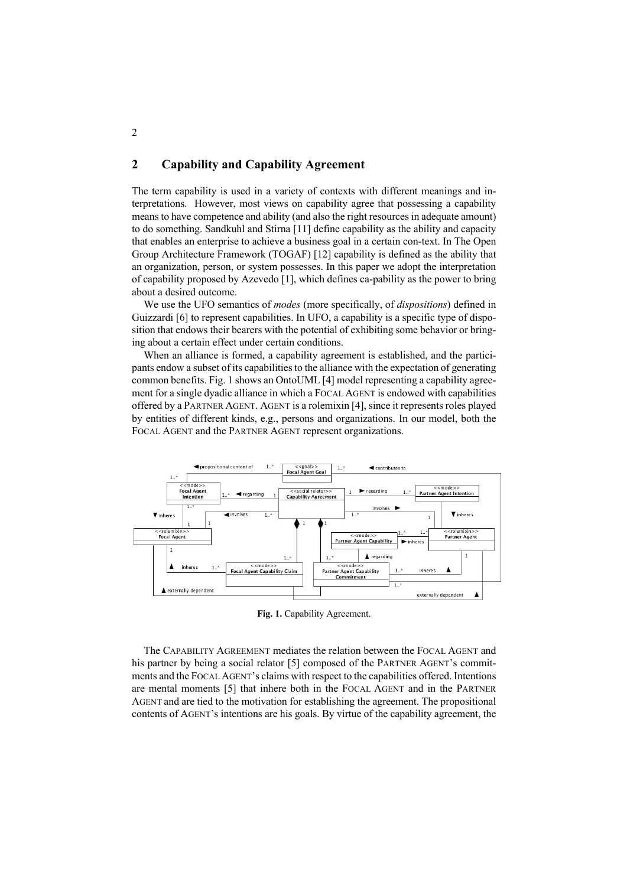## 2 Capability and Capability Agreement

The term capability is used in a variety of contexts with different meanings and interpretations. However, most views on capability agree that possessing a capability means to have competence and ability (and also the right resources in adequate amount) to do something. Sandkuhl and Stirna [11] define capability as the ability and capacity that enables an enterprise to achieve a business goal in a certain con-text. In The Open Group Architecture Framework (TOGAF) [12] capability is defined as the ability that an organization, person, or system possesses. In this paper we adopt the interpretation of capability proposed by Azevedo [1], which defines ca-pability as the power to bring about a desired outcome.

We use the UFO semantics of *modes* (more specifically, of *dispositions*) defined in Guizzardi [6] to represent capabilities. In UFO, a capability is a specific type of disposition that endows their bearers with the potential of exhibiting some behavior or bringing about a certain effect under certain conditions.

When an alliance is formed, a capability agreement is established, and the participants endow a subset of its capabilities to the alliance with the expectation of generating common benefits. Fig. 1 shows an OntoUML [4] model representing a capability agreement for a single dyadic alliance in which a FOCAL AGENT is endowed with capabilities offered by a PARTNER AGENT. AGENT is a rolemixin [4], since it represents roles played by entities of different kinds, e.g., persons and organizations. In our model, both the FOCAL AGENT and the PARTNER AGENT represent organizations.

**Fig. 1.** Capability Agreement.

The CAPABILITY AGREEMENT mediates the relation between the FOCAL AGENT and his partner by being a social relator [5] composed of the PARTNER AGENT's commitments and the FOCAL AGENT's claims with respect to the capabilities offered. Intentions are mental moments [5] that inhere both in the FOCAL AGENT and in the PARTNER AGENT and are tied to the motivation for establishing the agreement. The propositional contents of AGENT's intentions are his goals. By virtue of the capability agreement, the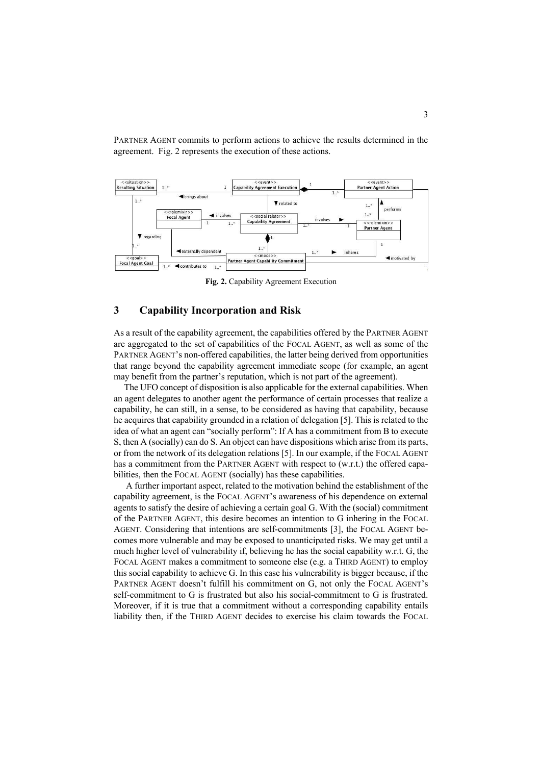PARTNER AGENT commits to perform actions to achieve the results determined in the agreement. Fig. 2 represents the execution of these actions.

**Fig. 2.** Capability Agreement Execution

## 3 Capability Incorporation and Risk

As a result of the capability agreement, the capabilities offered by the PARTNER AGENT are aggregated to the set of capabilities of the FOCAL AGENT, as well as some of the PARTNER AGENT's non-offered capabilities, the latter being derived from opportunities that range beyond the capability agreement immediate scope (for example, an agent may benefit from the partner's reputation, which is not part of the agreement).

The UFO concept of disposition is also applicable for the external capabilities. When an agent delegates to another agent the performance of certain processes that realize a capability, he can still, in a sense, to be considered as having that capability, because he acquires that capability grounded in a relation of delegation [5]. This is related to the idea of what an agent can "socially perform": If A has a commitment from B to execute S, then A (socially) can do S. An object can have dispositions which arise from its parts, or from the network of its delegation relations [5]. In our example, if the FOCAL AGENT has a commitment from the PARTNER AGENT with respect to (w.r.t.) the offered capabilities, then the FOCAL AGENT (socially) has these capabilities.

A further important aspect, related to the motivation behind the establishment of the capability agreement, is the FOCAL AGENT's awareness of his dependence on external agents to satisfy the desire of achieving a certain goal G. With the (social) commitment of the PARTNER AGENT, this desire becomes an intention to G inhering in the FOCAL AGENT. Considering that intentions are self-commitments [3], the FOCAL AGENT becomes more vulnerable and may be exposed to unanticipated risks. We may get until a much higher level of vulnerability if, believing he has the social capability w.r.t. G, the FOCAL AGENT makes a commitment to someone else (e.g. a THIRD AGENT) to employ this social capability to achieve G. In this case his vulnerability is bigger because, if the PARTNER AGENT doesn't fulfill his commitment on G, not only the FOCAL AGENT's self-commitment to G is frustrated but also his social-commitment to G is frustrated. Moreover, if it is true that a commitment without a corresponding capability entails liability then, if the THIRD AGENT decides to exercise his claim towards the FOCAL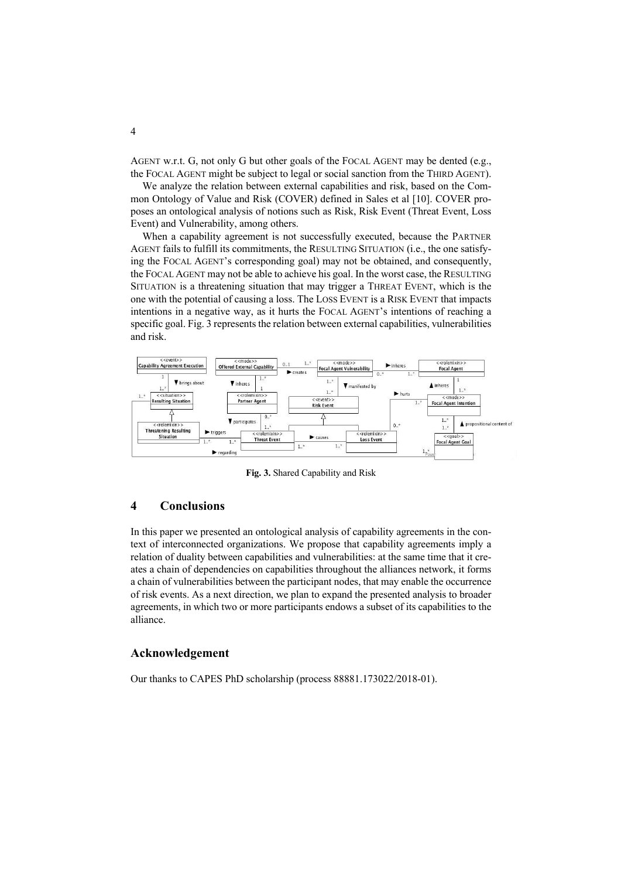AGENT w.r.t. G, not only G but other goals of the FOCAL AGENT may be dented (e.g., the FOCAL AGENT might be subject to legal or social sanction from the THIRD AGENT).

We analyze the relation between external capabilities and risk, based on the Common Ontology of Value and Risk (COVER) defined in Sales et al [10]. COVER proposes an ontological analysis of notions such as Risk, Risk Event (Threat Event, Loss Event) and Vulnerability, among others.

When a capability agreement is not successfully executed, because the PARTNER AGENT fails to fulfill its commitments, the RESULTING SITUATION (i.e., the one satisfying the FOCAL AGENT's corresponding goal) may not be obtained, and consequently, the FOCAL AGENT may not be able to achieve his goal. In the worst case, the RESULTING SITUATION is a threatening situation that may trigger a THREAT EVENT, which is the one with the potential of causing a loss. The LOSS EVENT is a RISK EVENT that impacts intentions in a negative way, as it hurts the FOCAL AGENT's intentions of reaching a specific goal. Fig. 3 represents the relation between external capabilities, vulnerabilities and risk.

**Fig. 3.** Shared Capability and Risk

## 4 Conclusions

In this paper we presented an ontological analysis of capability agreements in the context of interconnected organizations. We propose that capability agreements imply a relation of duality between capabilities and vulnerabilities: at the same time that it creates a chain of dependencies on capabilities throughout the alliances network, it forms a chain of vulnerabilities between the participant nodes, that may enable the occurrence of risk events. As a next direction, we plan to expand the presented analysis to broader agreements, in which two or more participants endows a subset of its capabilities to the alliance.

## Acknowledgement

Our thanks to CAPES PhD scholarship (process 88881.173022/2018-01).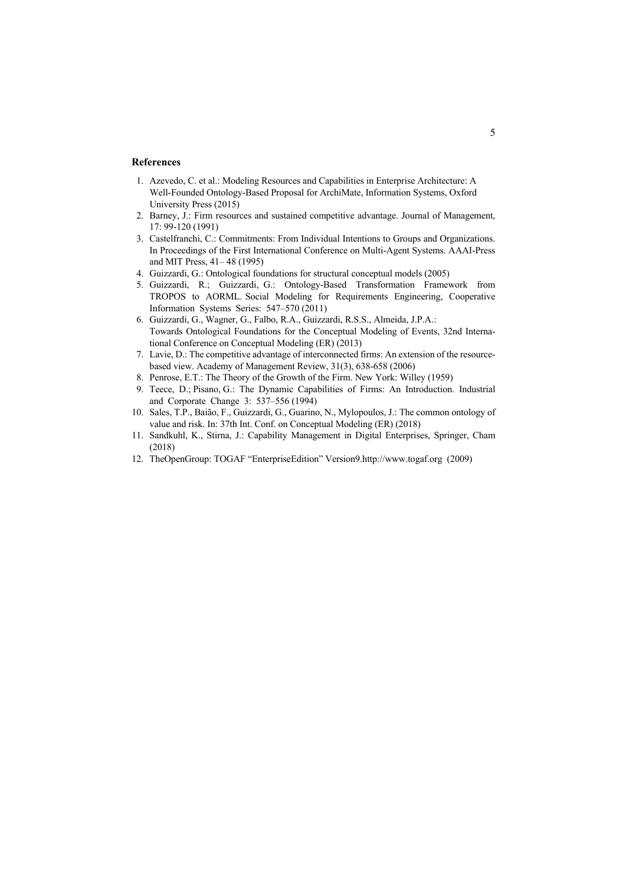## References

1. Azevedo, C. et al.: Modeling Resources and Capabilities in Enterprise Architecture: A Well-Founded Ontology-Based Proposal for ArchiMate, Information Systems, Oxford University Press (2015)
2. Barney, J.: Firm resources and sustained competitive advantage. Journal of Management, 17: 99-120 (1991)
3. Castelfranchi, C.: Commitments: From Individual Intentions to Groups and Organizations. In Proceedings of the First International Conference on Multi-Agent Systems. AAAI-Press and MIT Press, 41– 48 (1995)
4. Guizzardi, G.: Ontological foundations for structural conceptual models (2005)
5. Guizzardi, R.; Guizzardi, G.: Ontology-Based Transformation Framework from TROPOS to AORML. Social Modeling for Requirements Engineering, Cooperative Information Systems Series: 547–570 (2011)
6. Guizzardi, G., Wagner, G., Falbo, R.A., Guizzardi, R.S.S., Almeida, J.P.A.: Towards Ontological Foundations for the Conceptual Modeling of Events, 32nd International Conference on Conceptual Modeling (ER) (2013)
7. Lavie, D.: The competitive advantage of interconnected firms: An extension of the resource-based view. Academy of Management Review, 31(3), 638-658 (2006)
8. Penrose, E.T.: The Theory of the Growth of the Firm. New York: Willey (1959)
9. Teece, D.; Pisano, G.: The Dynamic Capabilities of Firms: An Introduction. Industrial and Corporate Change 3: 537–556 (1994)
10. Sales, T.P., Baião, F., Guizzardi, G., Guarino, N., Mylopoulos, J.: The common ontology of value and risk. In: 37th Int. Conf. on Conceptual Modeling (ER) (2018)
11. Sandkuhl, K., Stirna, J.: Capability Management in Digital Enterprises, Springer, Cham (2018)
12. TheOpenGroup: TOGAF "EnterpriseEdition" Version9.http://www.togaf.org (2009)